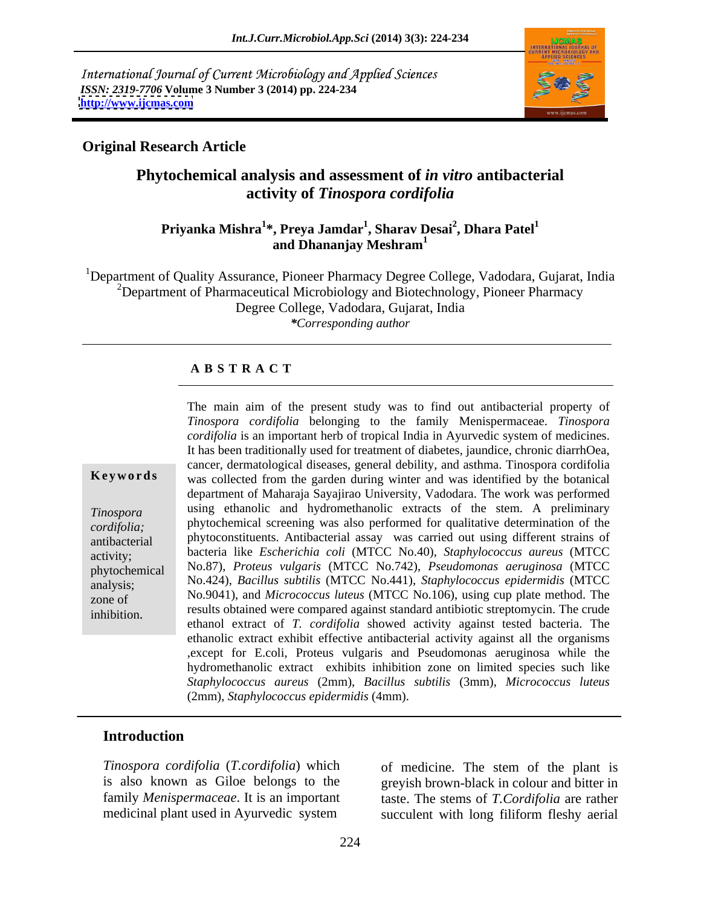International Journal of Current Microbiology and Applied Sciences
*ISSN: 2319-7706* **Volume 3 Number 3 (2014) pp. 224-234**
**http://www.ijcmas.com**

**Original Research Article**

# Phytochemical analysis and assessment of *in vitro* antibacterial activity of *Tinospora cordifolia*

**Priyanka Mishra[1]*, Preya Jamdar[1], Sharav Desai[2], Dhara Patel[1] and Dhananjay Meshram[1]**

[1]Department of Quality Assurance, Pioneer Pharmacy Degree College, Vadodara, Gujarat, India
[2]Department of Pharmaceutical Microbiology and Biotechnology, Pioneer Pharmacy Degree College, Vadodara, Gujarat, India
**\****Corresponding author*

## A B S T R A C T

**Keywords**

*Tinospora cordifolia;* antibacterial activity; phytochemical analysis; zone of inhibition.

The main aim of the present study was to find out antibacterial property of *Tinospora cordifolia* belonging to the family Menispermaceae. *Tinospora cordifolia* is an important herb of tropical India in Ayurvedic system of medicines. It has been traditionally used for treatment of diabetes, jaundice, chronic diarrhOea, cancer, dermatological diseases, general debility, and asthma. Tinospora cordifolia was collected from the garden during winter and was identified by the botanical department of Maharaja Sayajirao University, Vadodara. The work was performed using ethanolic and hydromethanolic extracts of the stem. A preliminary phytochemical screening was also performed for qualitative determination of the phytoconstituents. Antibacterial assay was carried out using different strains of bacteria like *Escherichia coli* (MTCC No.40), *Staphylococcus aureus* (MTCC No.87), *Proteus vulgaris* (MTCC No.742), *Pseudomonas aeruginosa* (MTCC No.424), *Bacillus subtilis* (MTCC No.441), *Staphylococcus epidermidis* (MTCC No.9041), and *Micrococcus luteus* (MTCC No.106), using cup plate method. The results obtained were compared against standard antibiotic streptomycin. The crude ethanol extract of *T. cordifolia* showed activity against tested bacteria. The ethanolic extract exhibit effective antibacterial activity against all the organisms ,except for E.coli, Proteus vulgaris and Pseudomonas aeruginosa while the hydromethanolic extract exhibits inhibition zone on limited species such like *Staphylococcus aureus* (2mm), *Bacillus subtilis* (3mm), *Micrococcus luteus* (2mm), *Staphylococcus epidermidis* (4mm).

## Introduction

*Tinospora cordifolia* (*T.cordifolia*) which is also known as Giloe belongs to the family *Menispermaceae*. It is an important medicinal plant used in Ayurvedic system of medicine. The stem of the plant is greyish brown-black in colour and bitter in taste. The stems of *T.Cordifolia* are rather succulent with long filiform fleshy aerial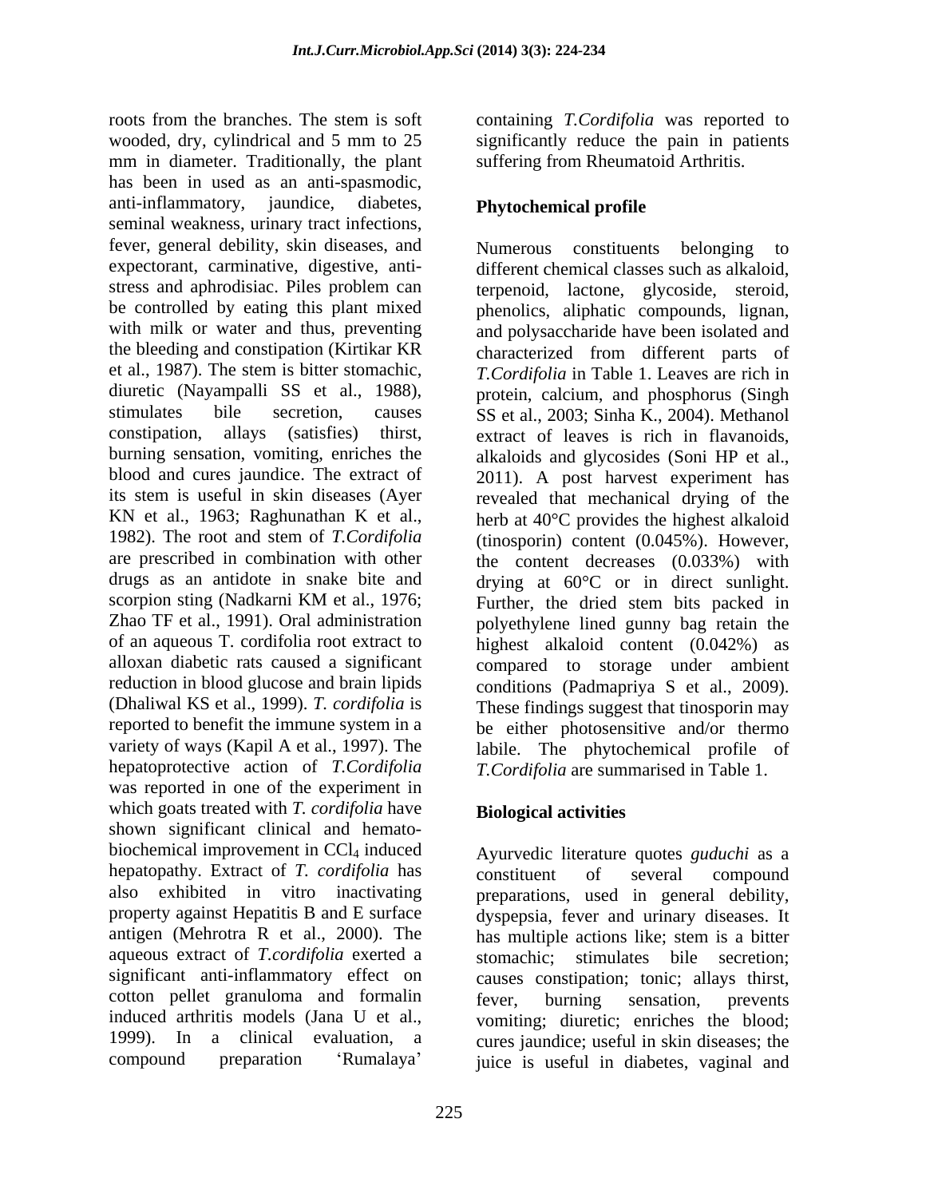roots from the branches. The stem is soft wooded, dry, cylindrical and 5 mm to 25 mm in diameter. Traditionally, the plant has been in used as an anti-spasmodic, anti-inflammatory, jaundice, diabetes, seminal weakness, urinary tract infections, fever, general debility, skin diseases, and expectorant, carminative, digestive, anti-stress and aphrodisiac. Piles problem can be controlled by eating this plant mixed with milk or water and thus, preventing the bleeding and constipation (Kirtikar KR et al., 1987). The stem is bitter stomachic, diuretic (Nayampalli SS et al., 1988), stimulates bile secretion, causes constipation, allays (satisfies) thirst, burning sensation, vomiting, enriches the blood and cures jaundice. The extract of its stem is useful in skin diseases (Ayer KN et al., 1963; Raghunathan K et al., 1982). The root and stem of *T.Cordifolia* are prescribed in combination with other drugs as an antidote in snake bite and scorpion sting (Nadkarni KM et al., 1976; Zhao TF et al., 1991). Oral administration of an aqueous T. cordifolia root extract to alloxan diabetic rats caused a significant reduction in blood glucose and brain lipids (Dhaliwal KS et al., 1999). *T. cordifolia* is reported to benefit the immune system in a variety of ways (Kapil A et al., 1997). The hepatoprotective action of *T.Cordifolia* was reported in one of the experiment in which goats treated with *T. cordifolia* have shown significant clinical and hemato-biochemical improvement in $CCl_4$ induced hepatopathy. Extract of *T. cordifolia* has also exhibited in vitro inactivating property against Hepatitis B and E surface antigen (Mehrotra R et al., 2000). The aqueous extract of *T.cordifolia* exerted a significant anti-inflammatory effect on cotton pellet granuloma and formalin induced arthritis models (Jana U et al., 1999). In a clinical evaluation, a compound preparation 'Rumalaya' containing *T.Cordifolia* was reported to significantly reduce the pain in patients suffering from Rheumatoid Arthritis.

## Phytochemical profile

Numerous constituents belonging to different chemical classes such as alkaloid, terpenoid, lactone, glycoside, steroid, phenolics, aliphatic compounds, lignan, and polysaccharide have been isolated and characterized from different parts of *T.Cordifolia* in Table 1. Leaves are rich in protein, calcium, and phosphorus (Singh SS et al., 2003; Sinha K., 2004). Methanol extract of leaves is rich in flavanoids, alkaloids and glycosides (Soni HP et al., 2011). A post harvest experiment has revealed that mechanical drying of the herb at 40°C provides the highest alkaloid (tinosporin) content (0.045%). However, the content decreases (0.033%) with drying at 60°C or in direct sunlight. Further, the dried stem bits packed in polyethylene lined gunny bag retain the highest alkaloid content (0.042%) as compared to storage under ambient conditions (Padmapriya S et al., 2009). These findings suggest that tinosporin may be either photosensitive and/or thermo labile. The phytochemical profile of *T.Cordifolia* are summarised in Table 1.

## Biological activities

Ayurvedic literature quotes *guduchi* as a constituent of several compound preparations, used in general debility, dyspepsia, fever and urinary diseases. It has multiple actions like; stem is a bitter stomachic; stimulates bile secretion; causes constipation; tonic; allays thirst, fever, burning sensation, prevents vomiting; diuretic; enriches the blood; cures jaundice; useful in skin diseases; the juice is useful in diabetes, vaginal and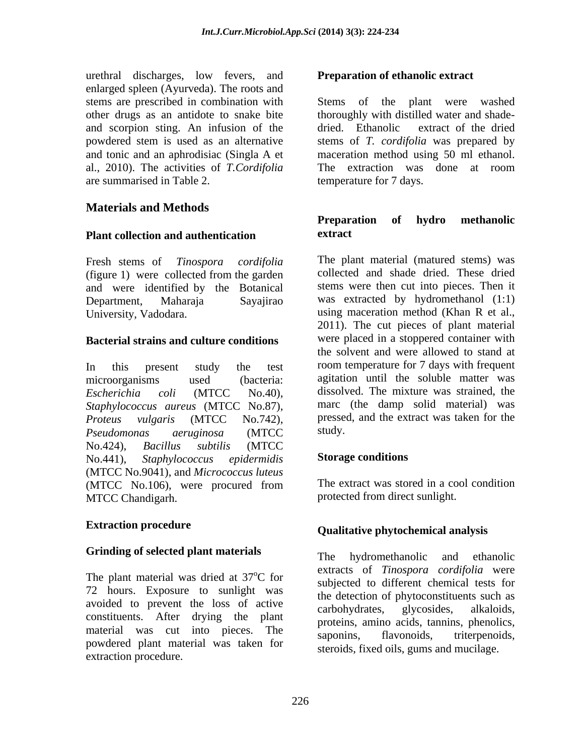urethral discharges, low fevers, and enlarged spleen (Ayurveda). The roots and stems are prescribed in combination with other drugs as an antidote to snake bite and scorpion sting. An infusion of the powdered stem is used as an alternative and tonic and an aphrodisiac (Singla A et al., 2010). The activities of *T.Cordifolia* are summarised in Table 2.

## Materials and Methods

### Plant collection and authentication

Fresh stems of *Tinospora cordifolia* (figure 1) were collected from the garden and were identified by the Botanical Department, Maharaja Sayajirao University, Vadodara.

### Bacterial strains and culture conditions

In this present study the test microorganisms used (bacteria: *Escherichia coli* (MTCC No.40), *Staphylococcus aureus* (MTCC No.87), *Proteus vulgaris* (MTCC No.742), *Pseudomonas aeruginosa* (MTCC No.424), *Bacillus subtilis* (MTCC No.441), *Staphylococcus epidermidis* (MTCC No.9041), and *Micrococcus luteus* (MTCC No.106), were procured from MTCC Chandigarh.

### Extraction procedure

### Grinding of selected plant materials

The plant material was dried at 37$^{o}$C for 72 hours. Exposure to sunlight was avoided to prevent the loss of active constituents. After drying the plant material was cut into pieces. The powdered plant material was taken for extraction procedure.

### Preparation of ethanolic extract

Stems of the plant were washed thoroughly with distilled water and shade-dried. Ethanolic extract of the dried stems of *T. cordifolia* was prepared by maceration method using 50 ml ethanol. The extraction was done at room temperature for 7 days.

### Preparation of hydro methanolic extract

The plant material (matured stems) was collected and shade dried. These dried stems were then cut into pieces. Then it was extracted by hydromethanol (1:1) using maceration method (Khan R et al., 2011). The cut pieces of plant material were placed in a stoppered container with the solvent and were allowed to stand at room temperature for 7 days with frequent agitation until the soluble matter was dissolved. The mixture was strained, the marc (the damp solid material) was pressed, and the extract was taken for the study.

### Storage conditions

The extract was stored in a cool condition protected from direct sunlight.

### Qualitative phytochemical analysis

The hydromethanolic and ethanolic extracts of *Tinospora cordifolia* were subjected to different chemical tests for the detection of phytoconstituents such as carbohydrates, glycosides, alkaloids, proteins, amino acids, tannins, phenolics, saponins, flavonoids, triterpenoids, steroids, fixed oils, gums and mucilage.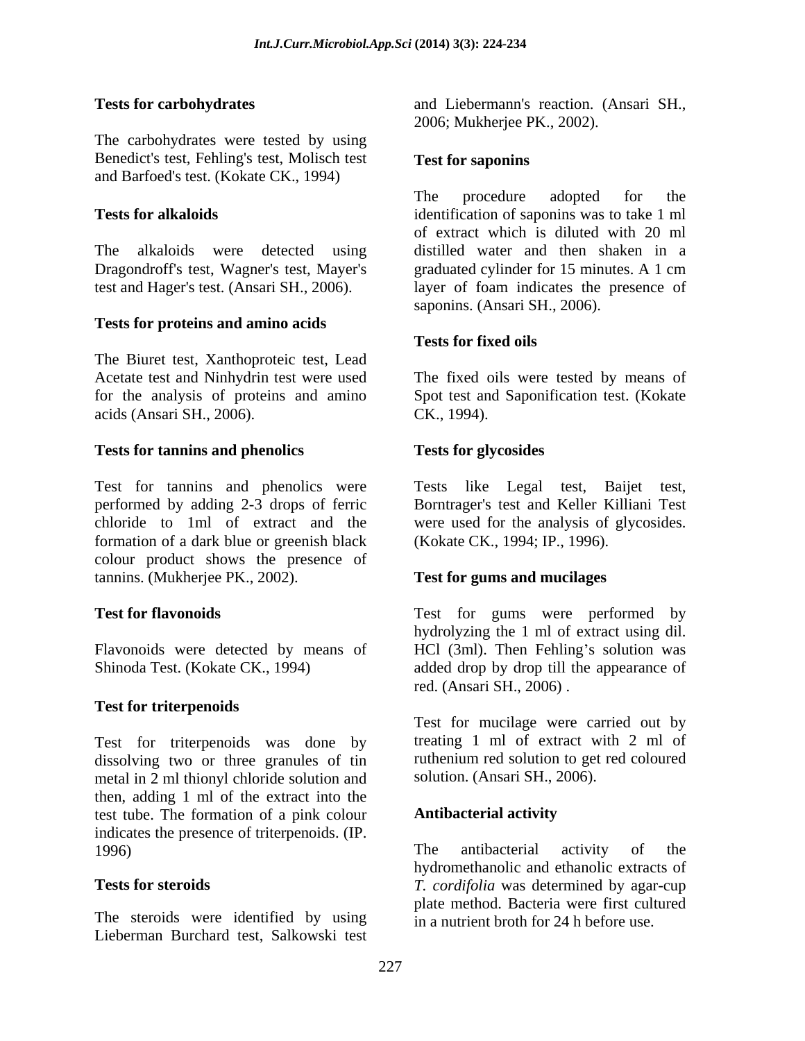### Tests for carbohydrates

The carbohydrates were tested by using Benedict's test, Fehling's test, Molisch test and Barfoed's test. (Kokate CK., 1994)

### Tests for alkaloids

The alkaloids were detected using Dragondroff's test, Wagner's test, Mayer's test and Hager's test. (Ansari SH., 2006).

### Tests for proteins and amino acids

The Biuret test, Xanthoproteic test, Lead Acetate test and Ninhydrin test were used for the analysis of proteins and amino acids (Ansari SH., 2006).

### Tests for tannins and phenolics

Test for tannins and phenolics were performed by adding 2-3 drops of ferric chloride to 1ml of extract and the formation of a dark blue or greenish black colour product shows the presence of tannins. (Mukherjee PK., 2002).

### Test for flavonoids

Flavonoids were detected by means of Shinoda Test. (Kokate CK., 1994)

### Test for triterpenoids

Test for triterpenoids was done by dissolving two or three granules of tin metal in 2 ml thionyl chloride solution and then, adding 1 ml of the extract into the test tube. The formation of a pink colour indicates the presence of triterpenoids. (IP. 1996)

### Tests for steroids

The steroids were identified by using Lieberman Burchard test, Salkowski test and Liebermann's reaction. (Ansari SH., 2006; Mukherjee PK., 2002).

### Test for saponins

The procedure adopted for the identification of saponins was to take 1 ml of extract which is diluted with 20 ml distilled water and then shaken in a graduated cylinder for 15 minutes. A 1 cm layer of foam indicates the presence of saponins. (Ansari SH., 2006).

### Tests for fixed oils

The fixed oils were tested by means of Spot test and Saponification test. (Kokate CK., 1994).

### Tests for glycosides

Tests like Legal test, Baijet test, Borntrager's test and Keller Killiani Test were used for the analysis of glycosides. (Kokate CK., 1994; IP., 1996).

### Test for gums and mucilages

Test for gums were performed by hydrolyzing the 1 ml of extract using dil. HCl (3ml). Then Fehling's solution was added drop by drop till the appearance of red. (Ansari SH., 2006) .

Test for mucilage were carried out by treating 1 ml of extract with 2 ml of ruthenium red solution to get red coloured solution. (Ansari SH., 2006).

### Antibacterial activity

The antibacterial activity of the hydromethanolic and ethanolic extracts of *T. cordifolia* was determined by agar-cup plate method. Bacteria were first cultured in a nutrient broth for 24 h before use.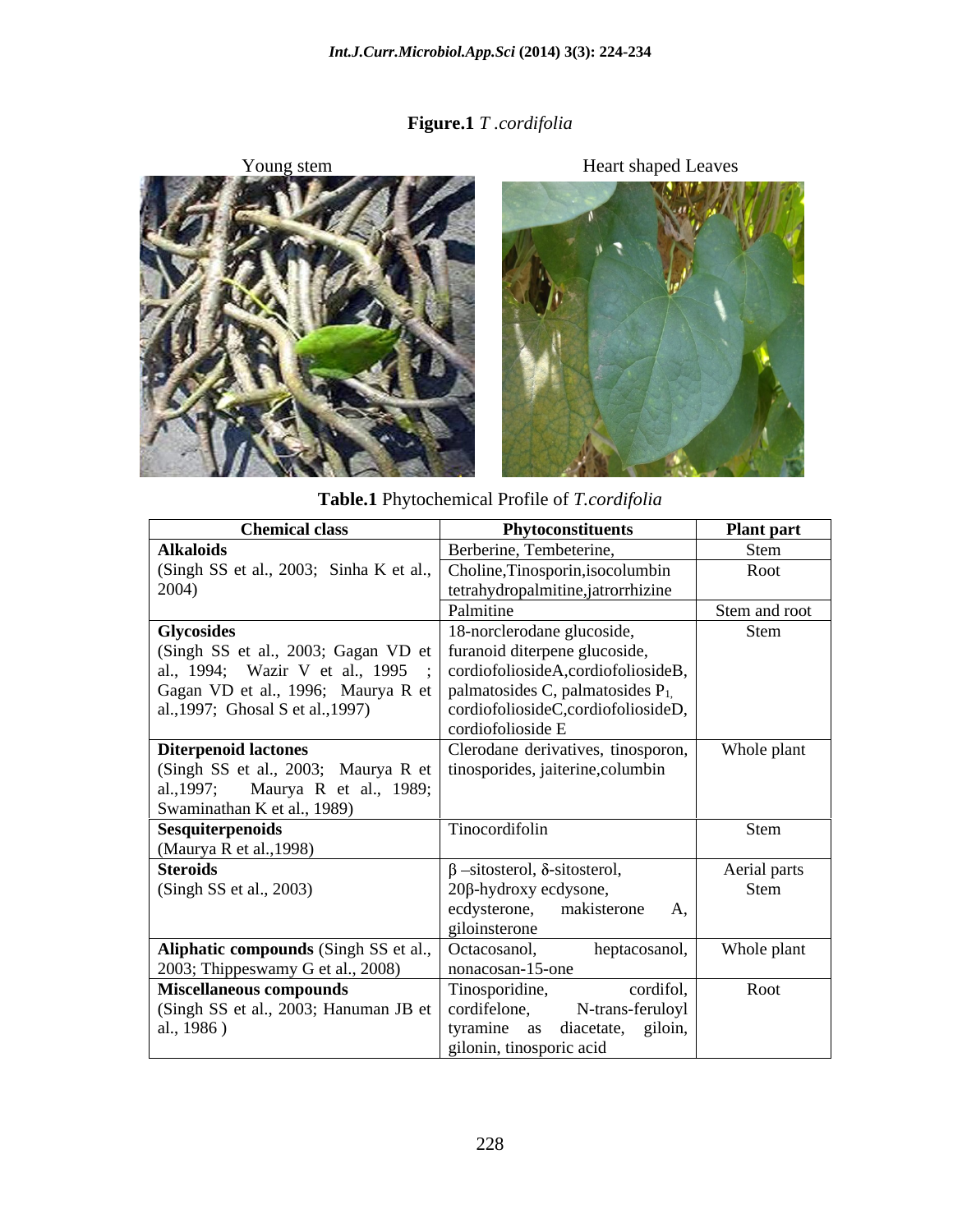**Figure.1** *T .cordifolia*

Young stem

Heart shaped Leaves

**Table.1** Phytochemical Profile of *T.cordifolia*

| Chemical class | Phytoconstituents | Plant part |
|---|---|---|
| **Alkaloids** (Singh SS et al., 2003; Sinha K et al., 2004) | Berberine, Tembeterine, | Stem |
| | Choline,Tinosporin,isocolumbin tetrahydropalmitine,jatrorrhizine | Root |
| | Palmitine | Stem and root |
| **Glycosides** (Singh SS et al., 2003; Gagan VD et al., 1994; Wazir V et al., 1995 ; Gagan VD et al., 1996; Maurya R et al.,1997; Ghosal S et al.,1997) | 18-norclerodane glucoside, furanoid diterpene glucoside, cordiofoliosideA,cordiofoliosideB, palmatosides C, palmatosides $P_1$, cordiofoliosideC,cordiofoliosideD, cordiofolioside E | Stem |
| **Diterpenoid lactones** (Singh SS et al., 2003; Maurya R et al.,1997; Maurya R et al., 1989; Swaminathan K et al., 1989) | Clerodane derivatives, tinosporon, tinosporides, jaiterine,columbin | Whole plant |
| **Sesquiterpenoids** (Maurya R et al.,1998) | Tinocordifolin | Stem |
| **Steroids** (Singh SS et al., 2003) | β –sitosterol, δ-sitosterol, 20β-hydroxy ecdysone, ecdysterone, makisterone A, giloinsterone | Aerial parts Stem |
| **Aliphatic compounds** (Singh SS et al., 2003; Thippeswamy G et al., 2008) | Octacosanol, heptacosanol, nonacosan-15-one | Whole plant |
| **Miscellaneous compounds** (Singh SS et al., 2003; Hanuman JB et al., 1986 ) | Tinosporidine, cordifol, cordifelone, N-trans-feruloyl tyramine as diacetate, giloin, gilonin, tinosporic acid | Root |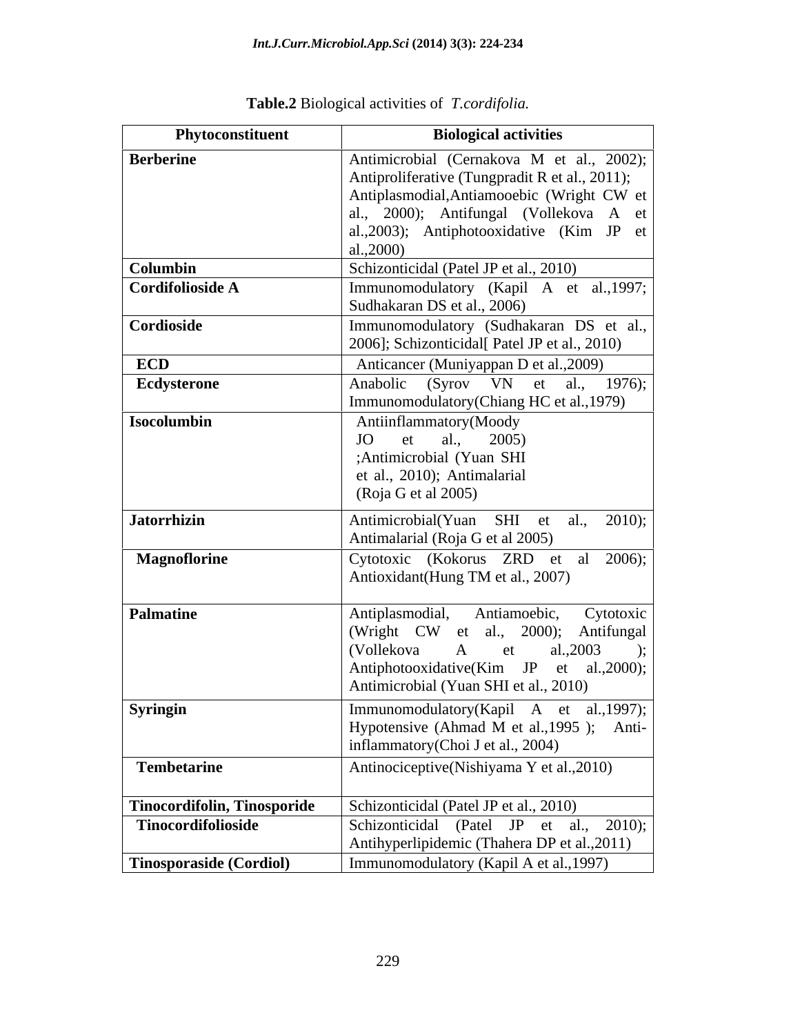**Table.2** Biological activities of *T.cordifolia.*

| Phytoconstituent | Biological activities |
|---|---|
| **Berberine** | Antimicrobial (Cernakova M et al., 2002); Antiproliferative (Tungpradit R et al., 2011); Antiplasmodial,Antiamooebic (Wright CW et al., 2000); Antifungal (Vollekova A et al.,2003); Antiphotooxidative (Kim JP et al.,2000) |
| **Columbin** | Schizonticidal (Patel JP et al., 2010) |
| **Cordifolioside A** | Immunomodulatory (Kapil A et al.,1997; Sudhakaran DS et al., 2006) |
| **Cordioside** | Immunomodulatory (Sudhakaran DS et al., 2006]; Schizonticidal[ Patel JP et al., 2010) |
| **ECD** | Anticancer (Muniyappan D et al.,2009) |
| **Ecdysterone** | Anabolic (Syrov VN et al., 1976); Immunomodulatory(Chiang HC et al.,1979) |
| **Isocolumbin** | Antiinflammatory(Moody JO et al., 2005) ;Antimicrobial (Yuan SHI et al., 2010); Antimalarial (Roja G et al 2005) |
| **Jatorrhizin** | Antimicrobial(Yuan SHI et al., 2010); Antimalarial (Roja G et al 2005) |
| **Magnoflorine** | Cytotoxic (Kokorus ZRD et al 2006); Antioxidant(Hung TM et al., 2007) |
| **Palmatine** | Antiplasmodial, Antiamoebic, Cytotoxic (Wright CW et al., 2000); Antifungal (Vollekova A et al.,2003 ); Antiphotooxidative(Kim JP et al.,2000); Antimicrobial (Yuan SHI et al., 2010) |
| **Syringin** | Immunomodulatory(Kapil A et al.,1997); Hypotensive (Ahmad M et al.,1995 ); Anti-inflammatory(Choi J et al., 2004) |
| **Tembetarine** | Antinociceptive(Nishiyama Y et al.,2010) |
| **Tinocordifolin, Tinosporide** | Schizonticidal (Patel JP et al., 2010) |
| **Tinocordifolioside** | Schizonticidal (Patel JP et al., 2010); Antihyperlipidemic (Thahera DP et al.,2011) |
| **Tinosporaside (Cordiol)** | Immunomodulatory (Kapil A et al.,1997) |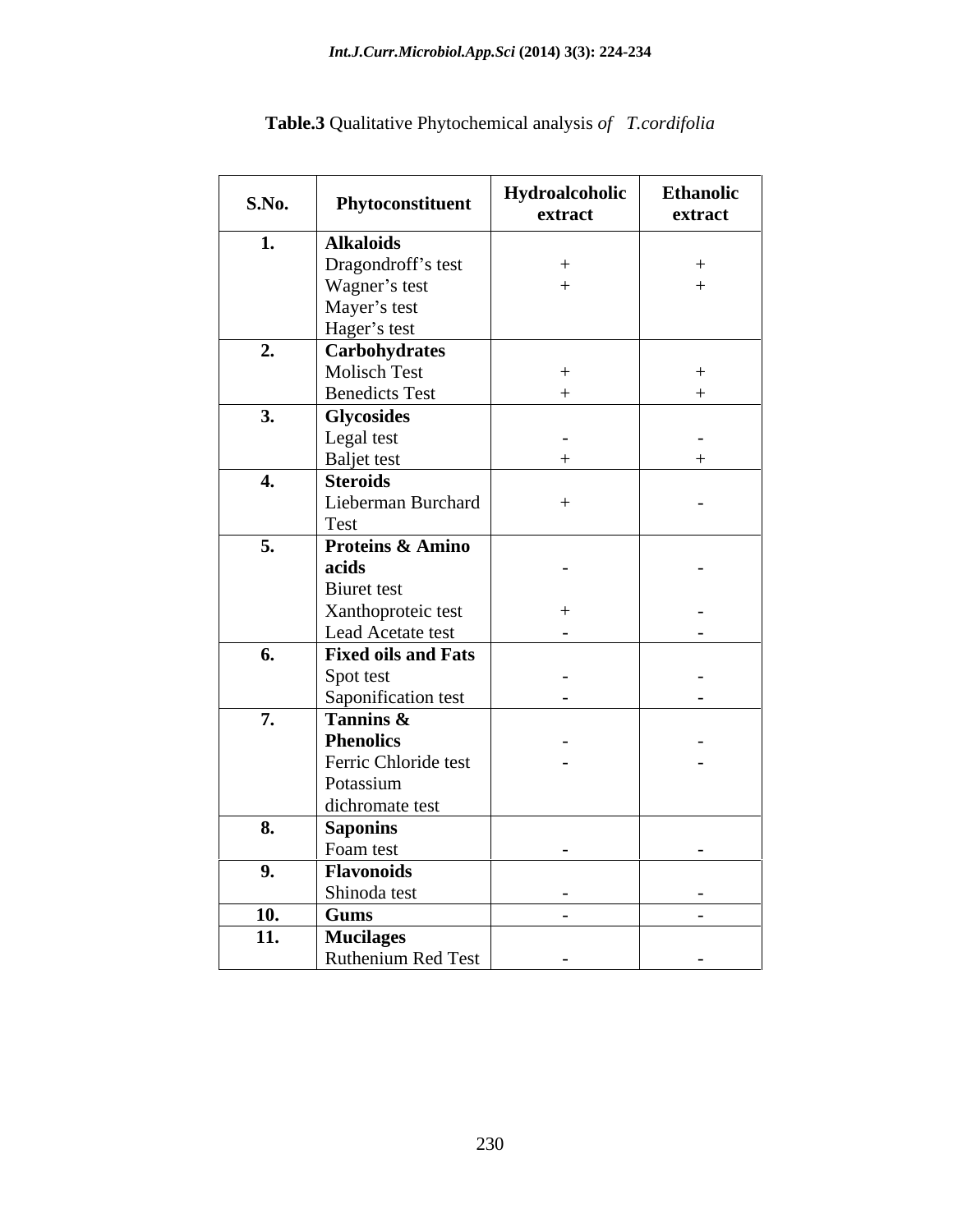**Table.3** Qualitative Phytochemical analysis *of T.cordifolia*

| S.No. | Phytoconstituent | Hydroalcoholic extract | Ethanolic extract |
|---|---|---|---|
| **1.** | **Alkaloids** | | |
| | Dragondroff's test | + | + |
| | Wagner's test | + | + |
| | Mayer's test | | |
| | Hager's test | | |
| **2.** | **Carbohydrates** | | |
| | Molisch Test | + | + |
| | Benedicts Test | + | + |
| **3.** | **Glycosides** | | |
| | Legal test | - | - |
| | Baljet test | + | + |
| **4.** | **Steroids** | | |
| | Lieberman Burchard Test | + | - |
| **5.** | **Proteins & Amino acids** | - | - |
| | Biuret test | | |
| | Xanthoproteic test | + | - |
| | Lead Acetate test | - | - |
| **6.** | **Fixed oils and Fats** | | |
| | Spot test | - | - |
| | Saponification test | - | - |
| **7.** | **Tannins & Phenolics** | - | - |
| | Ferric Chloride test | - | - |
| | Potassium dichromate test | | |
| **8.** | **Saponins** | | |
| | Foam test | - | - |
| **9.** | **Flavonoids** | | |
| | Shinoda test | - | - |
| **10.** | **Gums** | - | - |
| **11.** | **Mucilages** | | |
| | Ruthenium Red Test | - | - |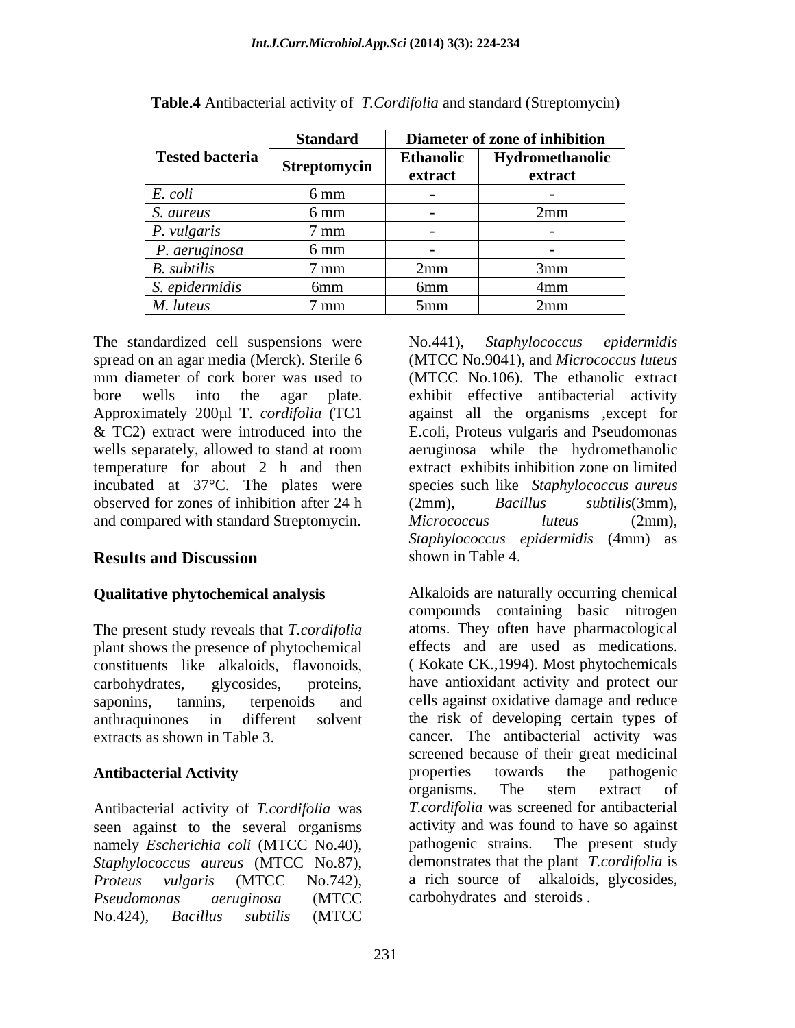**Table.4** Antibacterial activity of *T.Cordifolia* and standard (Streptomycin)

| Tested bacteria | Standard | Diameter of zone of inhibition | |
|---|---|---|---|
| | Streptomycin | Ethanolic extract | Hydromethanolic extract |
| *E. coli* | 6 mm | - | - |
| *S. aureus* | 6 mm | - | 2mm |
| *P. vulgaris* | 7 mm | - | - |
| *P. aeruginosa* | 6 mm | - | - |
| *B. subtilis* | 7 mm | 2mm | 3mm |
| *S. epidermidis* | 6mm | 6mm | 4mm |
| *M. luteus* | 7 mm | 5mm | 2mm |

The standardized cell suspensions were spread on an agar media (Merck). Sterile 6 mm diameter of cork borer was used to bore wells into the agar plate. Approximately 200µl T. *cordifolia* (TC1 & TC2) extract were introduced into the wells separately, allowed to stand at room temperature for about 2 h and then incubated at 37°C. The plates were observed for zones of inhibition after 24 h and compared with standard Streptomycin.

## Results and Discussion

### Qualitative phytochemical analysis

The present study reveals that *T.cordifolia* plant shows the presence of phytochemical constituents like alkaloids, flavonoids, carbohydrates, glycosides, proteins, saponins, tannins, terpenoids and anthraquinones in different solvent extracts as shown in Table 3.

### Antibacterial Activity

Antibacterial activity of *T.cordifolia* was seen against to the several organisms namely *Escherichia coli* (MTCC No.40), *Staphylococcus aureus* (MTCC No.87), *Proteus vulgaris* (MTCC No.742), *Pseudomonas aeruginosa* (MTCC No.424), *Bacillus subtilis* (MTCC No.441), *Staphylococcus epidermidis* (MTCC No.9041), and *Micrococcus luteus* (MTCC No.106). The ethanolic extract exhibit effective antibacterial activity against all the organisms ,except for E.coli, Proteus vulgaris and Pseudomonas aeruginosa while the hydromethanolic extract exhibits inhibition zone on limited species such like *Staphylococcus aureus* (2mm), *Bacillus subtilis*(3mm), *Micrococcus luteus* (2mm), *Staphylococcus epidermidis* (4mm) as shown in Table 4.

Alkaloids are naturally occurring chemical compounds containing basic nitrogen atoms. They often have pharmacological effects and are used as medications. ( Kokate CK.,1994). Most phytochemicals have antioxidant activity and protect our cells against oxidative damage and reduce the risk of developing certain types of cancer. The antibacterial activity was screened because of their great medicinal properties towards the pathogenic organisms. The stem extract of *T.cordifolia* was screened for antibacterial activity and was found to have so against pathogenic strains. The present study demonstrates that the plant *T.cordifolia* is a rich source of alkaloids, glycosides, carbohydrates and steroids .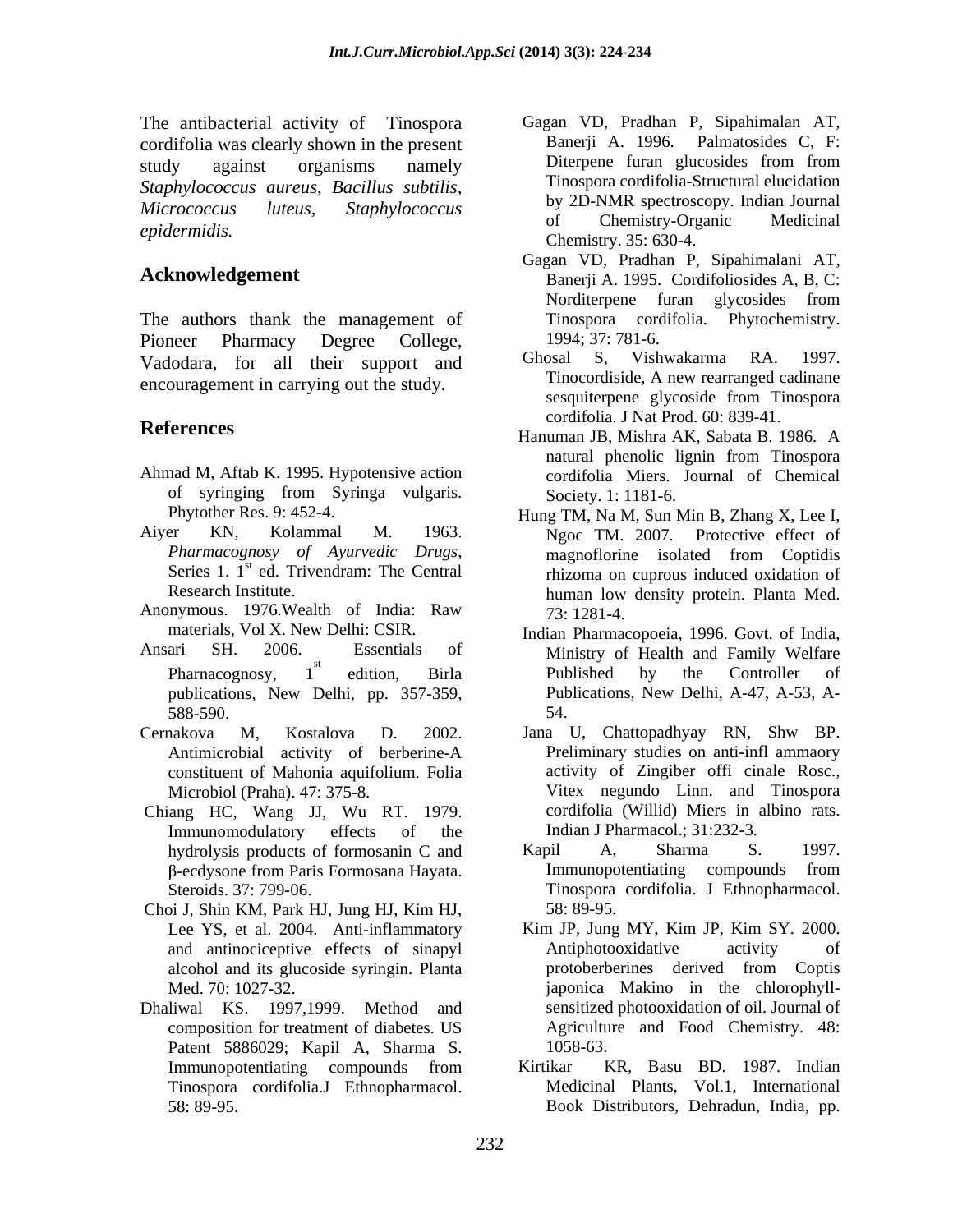The antibacterial activity of Tinospora cordifolia was clearly shown in the present study against organisms namely *Staphylococcus aureus, Bacillus subtilis, Micrococcus luteus, Staphylococcus epidermidis.*

## Acknowledgement

The authors thank the management of Pioneer Pharmacy Degree College, Vadodara, for all their support and encouragement in carrying out the study.

## References

Ahmad M, Aftab K. 1995. Hypotensive action of syringing from Syringa vulgaris. Phytother Res. 9: 452-4.

Aiyer KN, Kolammal M. 1963. *Pharmacognosy of Ayurvedic Drugs*, Series 1. 1st ed. Trivendram: The Central Research Institute.

Anonymous. 1976.Wealth of India: Raw materials, Vol X. New Delhi: CSIR.

Ansari SH. 2006. Essentials of Pharnacognosy, 1st edition, Birla publications, New Delhi, pp. 357-359, 588-590.

Cernakova M, Kostalova D. 2002. Antimicrobial activity of berberine-A constituent of Mahonia aquifolium. Folia Microbiol (Praha). 47: 375-8.

Chiang HC, Wang JJ, Wu RT. 1979. Immunomodulatory effects of the hydrolysis products of formosanin C and β-ecdysone from Paris Formosana Hayata. Steroids. 37: 799-06.

Choi J, Shin KM, Park HJ, Jung HJ, Kim HJ, Lee YS, et al. 2004. Anti-inflammatory and antinociceptive effects of sinapyl alcohol and its glucoside syringin. Planta Med. 70: 1027-32.

Dhaliwal KS. 1997,1999. Method and composition for treatment of diabetes. US Patent 5886029; Kapil A, Sharma S. Immunopotentiating compounds from Tinospora cordifolia.J Ethnopharmacol. 58: 89-95.

Gagan VD, Pradhan P, Sipahimalan AT, Banerji A. 1996. Palmatosides C, F: Diterpene furan glucosides from from Tinospora cordifolia-Structural elucidation by 2D-NMR spectroscopy. Indian Journal of Chemistry-Organic Medicinal Chemistry. 35: 630-4.

Gagan VD, Pradhan P, Sipahimalani AT, Banerji A. 1995. Cordifoliosides A, B, C: Norditerpene furan glycosides from Tinospora cordifolia. Phytochemistry. 1994; 37: 781-6.

Ghosal S, Vishwakarma RA. 1997. Tinocordiside, A new rearranged cadinane sesquiterpene glycoside from Tinospora cordifolia. J Nat Prod. 60: 839-41.

Hanuman JB, Mishra AK, Sabata B. 1986. A natural phenolic lignin from Tinospora cordifolia Miers. Journal of Chemical Society. 1: 1181-6.

Hung TM, Na M, Sun Min B, Zhang X, Lee I, Ngoc TM. 2007. Protective effect of magnoflorine isolated from Coptidis rhizoma on cuprous induced oxidation of human low density protein. Planta Med. 73: 1281-4.

Indian Pharmacopoeia, 1996. Govt. of India, Ministry of Health and Family Welfare Published by the Controller of Publications, New Delhi, A-47, A-53, A-54.

Jana U, Chattopadhyay RN, Shw BP. Preliminary studies on anti-infl ammaory activity of Zingiber offi cinale Rosc., Vitex negundo Linn. and Tinospora cordifolia (Willid) Miers in albino rats. Indian J Pharmacol.; 31:232-3.

Kapil A, Sharma S. 1997. Immunopotentiating compounds from Tinospora cordifolia. J Ethnopharmacol. 58: 89-95.

Kim JP, Jung MY, Kim JP, Kim SY. 2000. Antiphotooxidative activity of protoberberines derived from Coptis japonica Makino in the chlorophyll-sensitized photooxidation of oil. Journal of Agriculture and Food Chemistry. 48: 1058-63.

Kirtikar KR, Basu BD. 1987. Indian Medicinal Plants, Vol.1, International Book Distributors, Dehradun, India, pp.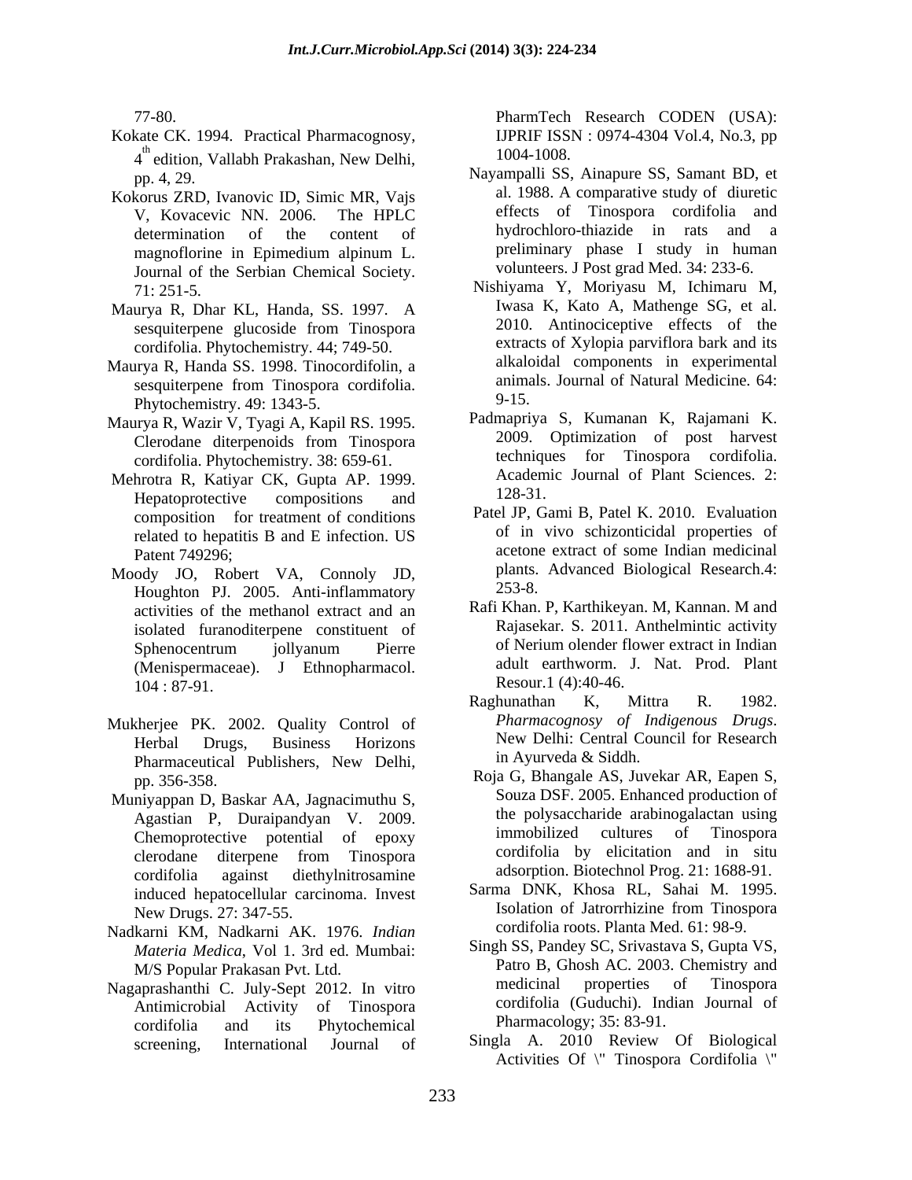77-80.

Kokate CK. 1994. Practical Pharmacognosy, 4th edition, Vallabh Prakashan, New Delhi, pp. 4, 29.

Kokorus ZRD, Ivanovic ID, Simic MR, Vajs V, Kovacevic NN. 2006. The HPLC determination of the content of magnoflorine in Epimedium alpinum L. Journal of the Serbian Chemical Society. 71: 251-5.

Maurya R, Dhar KL, Handa, SS. 1997. A sesquiterpene glucoside from Tinospora cordifolia. Phytochemistry. 44; 749-50.

Maurya R, Handa SS. 1998. Tinocordifolin, a sesquiterpene from Tinospora cordifolia. Phytochemistry. 49: 1343-5.

Maurya R, Wazir V, Tyagi A, Kapil RS. 1995. Clerodane diterpenoids from Tinospora cordifolia. Phytochemistry. 38: 659-61.

Mehrotra R, Katiyar CK, Gupta AP. 1999. Hepatoprotective compositions and composition for treatment of conditions related to hepatitis B and E infection. US Patent 749296;

Moody JO, Robert VA, Connoly JD, Houghton PJ. 2005. Anti-inflammatory activities of the methanol extract and an isolated furanoditerpene constituent of Sphenocentrum jollyanum Pierre (Menispermaceae). J Ethnopharmacol. 104 : 87-91.

Mukherjee PK. 2002. Quality Control of Herbal Drugs, Business Horizons Pharmaceutical Publishers, New Delhi, pp. 356-358.

Muniyappan D, Baskar AA, Jagnacimuthu S, Agastian P, Duraipandyan V. 2009. Chemoprotective potential of epoxy clerodane diterpene from Tinospora cordifolia against diethylnitrosamine induced hepatocellular carcinoma. Invest New Drugs. 27: 347-55.

Nadkarni KM, Nadkarni AK. 1976. *Indian Materia Medica*, Vol 1. 3rd ed. Mumbai: M/S Popular Prakasan Pvt. Ltd.

Nagaprashanthi C. July-Sept 2012. In vitro Antimicrobial Activity of Tinospora cordifolia and its Phytochemical screening, International Journal of PharmTech Research CODEN (USA): IJPRIF ISSN : 0974-4304 Vol.4, No.3, pp 1004-1008.

Nayampalli SS, Ainapure SS, Samant BD, et al. 1988. A comparative study of diuretic effects of Tinospora cordifolia and hydrochloro-thiazide in rats and a preliminary phase I study in human volunteers. J Post grad Med. 34: 233-6.

Nishiyama Y, Moriyasu M, Ichimaru M, Iwasa K, Kato A, Mathenge SG, et al. 2010. Antinociceptive effects of the extracts of Xylopia parviflora bark and its alkaloidal components in experimental animals. Journal of Natural Medicine. 64: 9-15.

Padmapriya S, Kumanan K, Rajamani K. 2009. Optimization of post harvest techniques for Tinospora cordifolia. Academic Journal of Plant Sciences. 2: 128-31.

Patel JP, Gami B, Patel K. 2010. Evaluation of in vivo schizonticidal properties of acetone extract of some Indian medicinal plants. Advanced Biological Research.4: 253-8.

Rafi Khan. P, Karthikeyan. M, Kannan. M and Rajasekar. S. 2011. Anthelmintic activity of Nerium olender flower extract in Indian adult earthworm. J. Nat. Prod. Plant Resour.1 (4):40-46.

Raghunathan K, Mittra R. 1982. *Pharmacognosy of Indigenous Drugs*. New Delhi: Central Council for Research in Ayurveda & Siddh.

Roja G, Bhangale AS, Juvekar AR, Eapen S, Souza DSF. 2005. Enhanced production of the polysaccharide arabinogalactan using immobilized cultures of Tinospora cordifolia by elicitation and in situ adsorption. Biotechnol Prog. 21: 1688-91.

Sarma DNK, Khosa RL, Sahai M. 1995. Isolation of Jatrorrhizine from Tinospora cordifolia roots. Planta Med. 61: 98-9.

Singh SS, Pandey SC, Srivastava S, Gupta VS, Patro B, Ghosh AC. 2003. Chemistry and medicinal properties of Tinospora cordifolia (Guduchi). Indian Journal of Pharmacology; 35: 83-91.

Singla A. 2010 Review Of Biological Activities Of \" Tinospora Cordifolia \"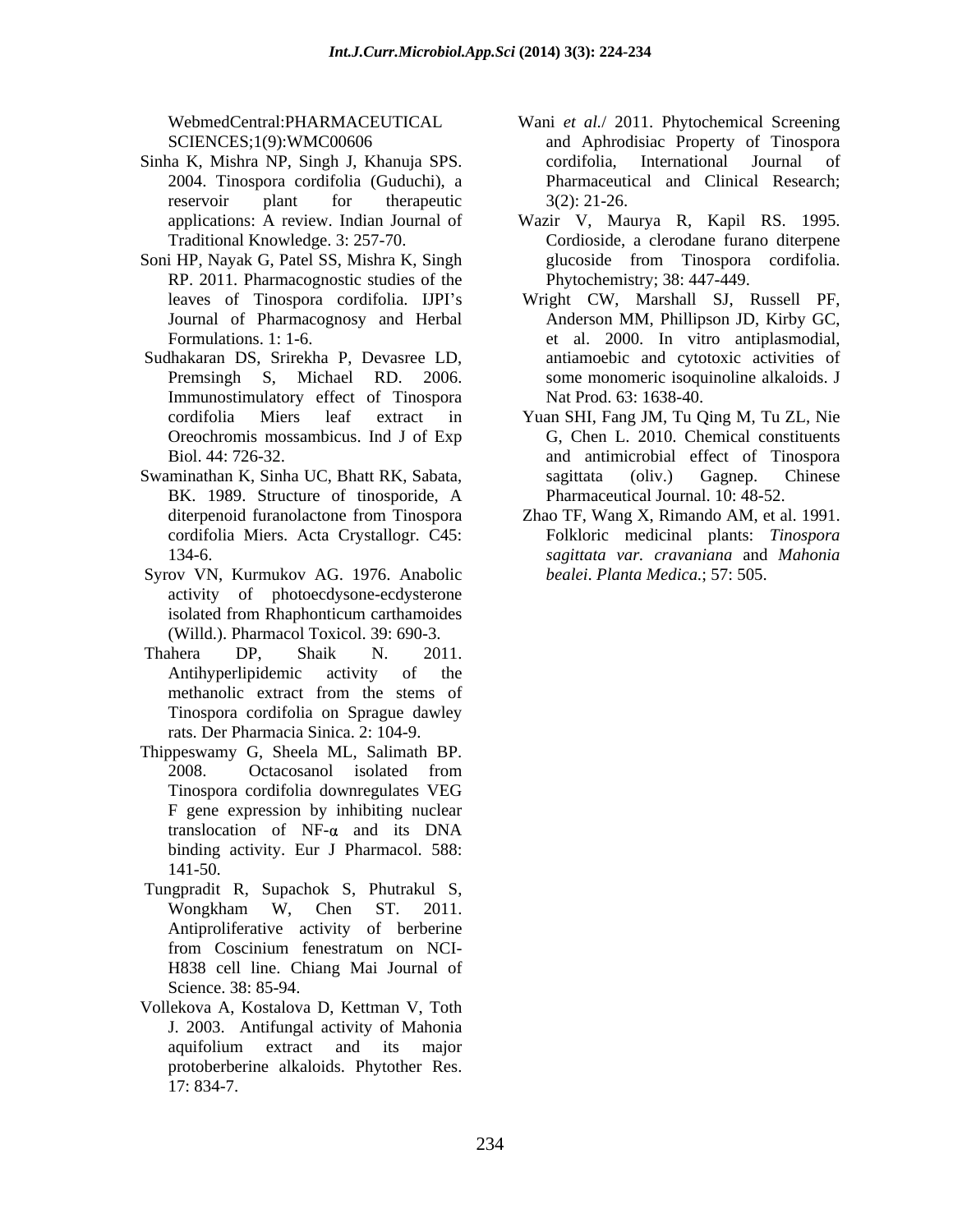WebmedCentral:PHARMACEUTICAL SCIENCES;1(9):WMC00606

Sinha K, Mishra NP, Singh J, Khanuja SPS. 2004. Tinospora cordifolia (Guduchi), a reservoir plant for therapeutic applications: A review. Indian Journal of Traditional Knowledge. 3: 257-70.

Soni HP, Nayak G, Patel SS, Mishra K, Singh RP. 2011. Pharmacognostic studies of the leaves of Tinospora cordifolia. IJPI's Journal of Pharmacognosy and Herbal Formulations. 1: 1-6.

Sudhakaran DS, Srirekha P, Devasree LD, Premsingh S, Michael RD. 2006. Immunostimulatory effect of Tinospora cordifolia Miers leaf extract in Oreochromis mossambicus. Ind J of Exp Biol. 44: 726-32.

Swaminathan K, Sinha UC, Bhatt RK, Sabata, BK. 1989. Structure of tinosporide, A diterpenoid furanolactone from Tinospora cordifolia Miers. Acta Crystallogr. C45: 134-6.

Syrov VN, Kurmukov AG. 1976. Anabolic activity of photoecdysone-ecdysterone isolated from Rhaphonticum carthamoides (Willd.). Pharmacol Toxicol. 39: 690-3.

Thahera DP, Shaik N. 2011. Antihyperlipidemic activity of the methanolic extract from the stems of Tinospora cordifolia on Sprague dawley rats. Der Pharmacia Sinica. 2: 104-9.

Thippeswamy G, Sheela ML, Salimath BP. 2008. Octacosanol isolated from Tinospora cordifolia downregulates VEG F gene expression by inhibiting nuclear translocation of NF-$\alpha$ and its DNA binding activity. Eur J Pharmacol. 588: 141-50.

Tungpradit R, Supachok S, Phutrakul S, Wongkham W, Chen ST. 2011. Antiproliferative activity of berberine from Coscinium fenestratum on NCI-H838 cell line. Chiang Mai Journal of Science. 38: 85-94.

Vollekova A, Kostalova D, Kettman V, Toth J. 2003. Antifungal activity of Mahonia aquifolium extract and its major protoberberine alkaloids. Phytother Res. 17: 834-7.

Wani *et al.*/ 2011. Phytochemical Screening and Aphrodisiac Property of Tinospora cordifolia, International Journal of Pharmaceutical and Clinical Research; 3(2): 21-26.

Wazir V, Maurya R, Kapil RS. 1995. Cordioside, a clerodane furano diterpene glucoside from Tinospora cordifolia. Phytochemistry; 38: 447-449.

Wright CW, Marshall SJ, Russell PF, Anderson MM, Phillipson JD, Kirby GC, et al. 2000. In vitro antiplasmodial, antiamoebic and cytotoxic activities of some monomeric isoquinoline alkaloids. J Nat Prod. 63: 1638-40.

Yuan SHI, Fang JM, Tu Qing M, Tu ZL, Nie G, Chen L. 2010. Chemical constituents and antimicrobial effect of Tinospora sagittata (oliv.) Gagnep. Chinese Pharmaceutical Journal. 10: 48-52.

Zhao TF, Wang X, Rimando AM, et al. 1991. Folkloric medicinal plants: *Tinospora sagittata var. cravaniana* and *Mahonia bealei*. *Planta Medica.*; 57: 505.